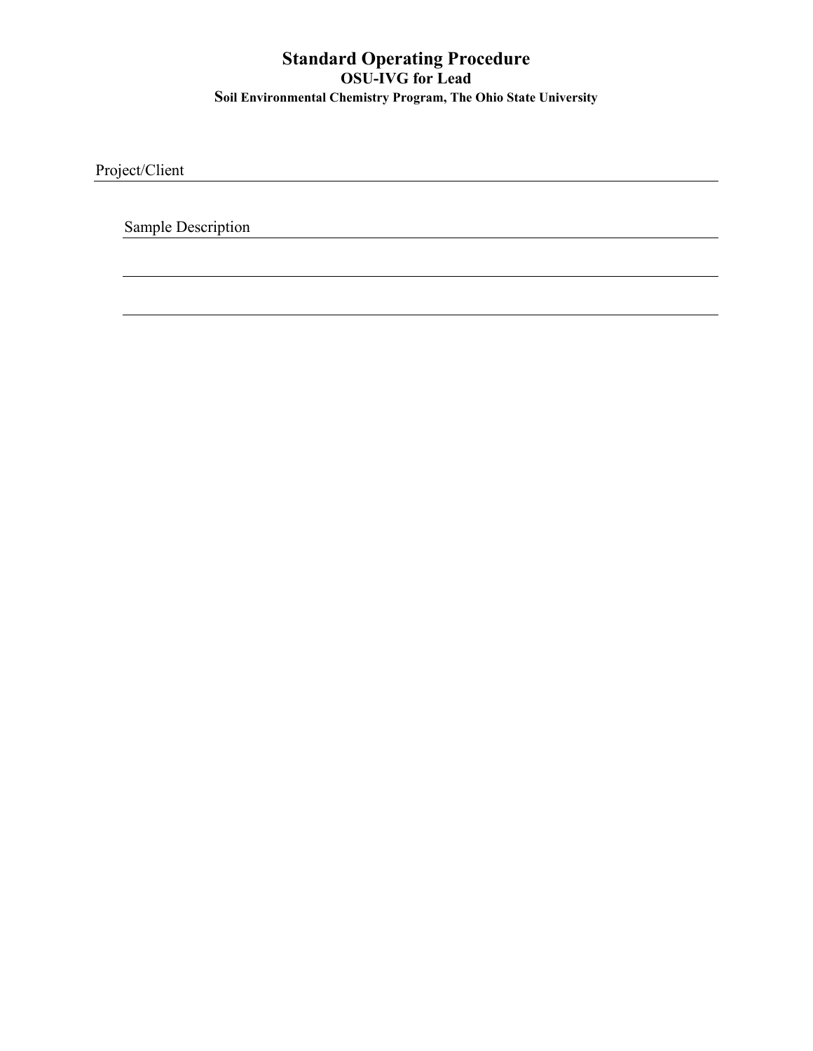# Standard Operating Procedure

## OSU-IVG for Lead

### Soil Environmental Chemistry Program, The Ohio State University

Project/Client ______________________________________________

Sample Description ______________________________________________

______________________________________________

______________________________________________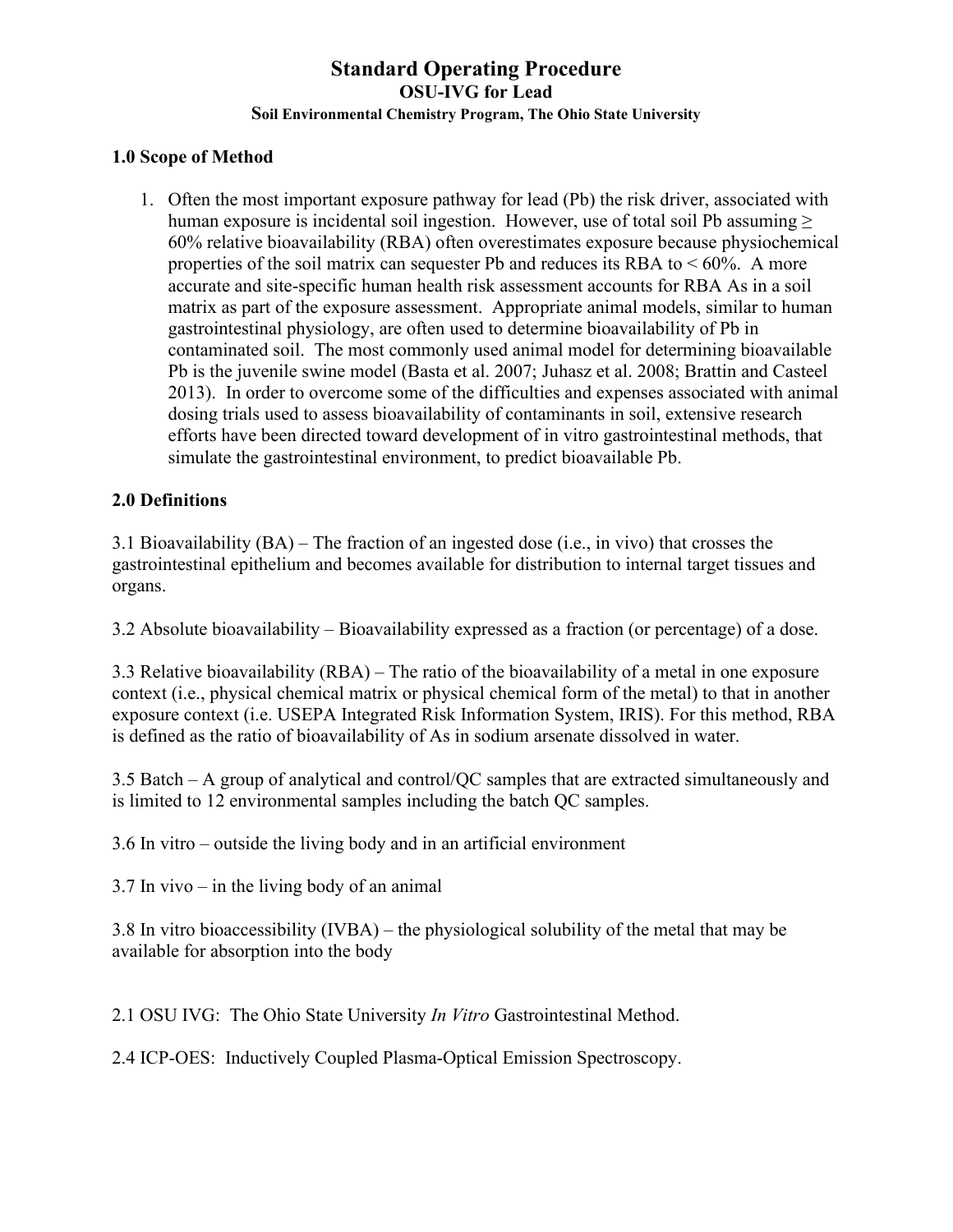# Standard Operating Procedure

**OSU-IVG for Lead**

**Soil Environmental Chemistry Program, The Ohio State University**

## 1.0 Scope of Method

1. Often the most important exposure pathway for lead (Pb) the risk driver, associated with human exposure is incidental soil ingestion. However, use of total soil Pb assuming ≥ 60% relative bioavailability (RBA) often overestimates exposure because physiochemical properties of the soil matrix can sequester Pb and reduces its RBA to < 60%. A more accurate and site-specific human health risk assessment accounts for RBA As in a soil matrix as part of the exposure assessment. Appropriate animal models, similar to human gastrointestinal physiology, are often used to determine bioavailability of Pb in contaminated soil. The most commonly used animal model for determining bioavailable Pb is the juvenile swine model (Basta et al. 2007; Juhasz et al. 2008; Brattin and Casteel 2013). In order to overcome some of the difficulties and expenses associated with animal dosing trials used to assess bioavailability of contaminants in soil, extensive research efforts have been directed toward development of in vitro gastrointestinal methods, that simulate the gastrointestinal environment, to predict bioavailable Pb.

## 2.0 Definitions

3.1 Bioavailability (BA) – The fraction of an ingested dose (i.e., in vivo) that crosses the gastrointestinal epithelium and becomes available for distribution to internal target tissues and organs.

3.2 Absolute bioavailability – Bioavailability expressed as a fraction (or percentage) of a dose.

3.3 Relative bioavailability (RBA) – The ratio of the bioavailability of a metal in one exposure context (i.e., physical chemical matrix or physical chemical form of the metal) to that in another exposure context (i.e. USEPA Integrated Risk Information System, IRIS). For this method, RBA is defined as the ratio of bioavailability of As in sodium arsenate dissolved in water.

3.5 Batch – A group of analytical and control/QC samples that are extracted simultaneously and is limited to 12 environmental samples including the batch QC samples.

3.6 In vitro – outside the living body and in an artificial environment

3.7 In vivo – in the living body of an animal

3.8 In vitro bioaccessibility (IVBA) – the physiological solubility of the metal that may be available for absorption into the body

2.1 OSU IVG: The Ohio State University *In Vitro* Gastrointestinal Method.

2.4 ICP-OES: Inductively Coupled Plasma-Optical Emission Spectroscopy.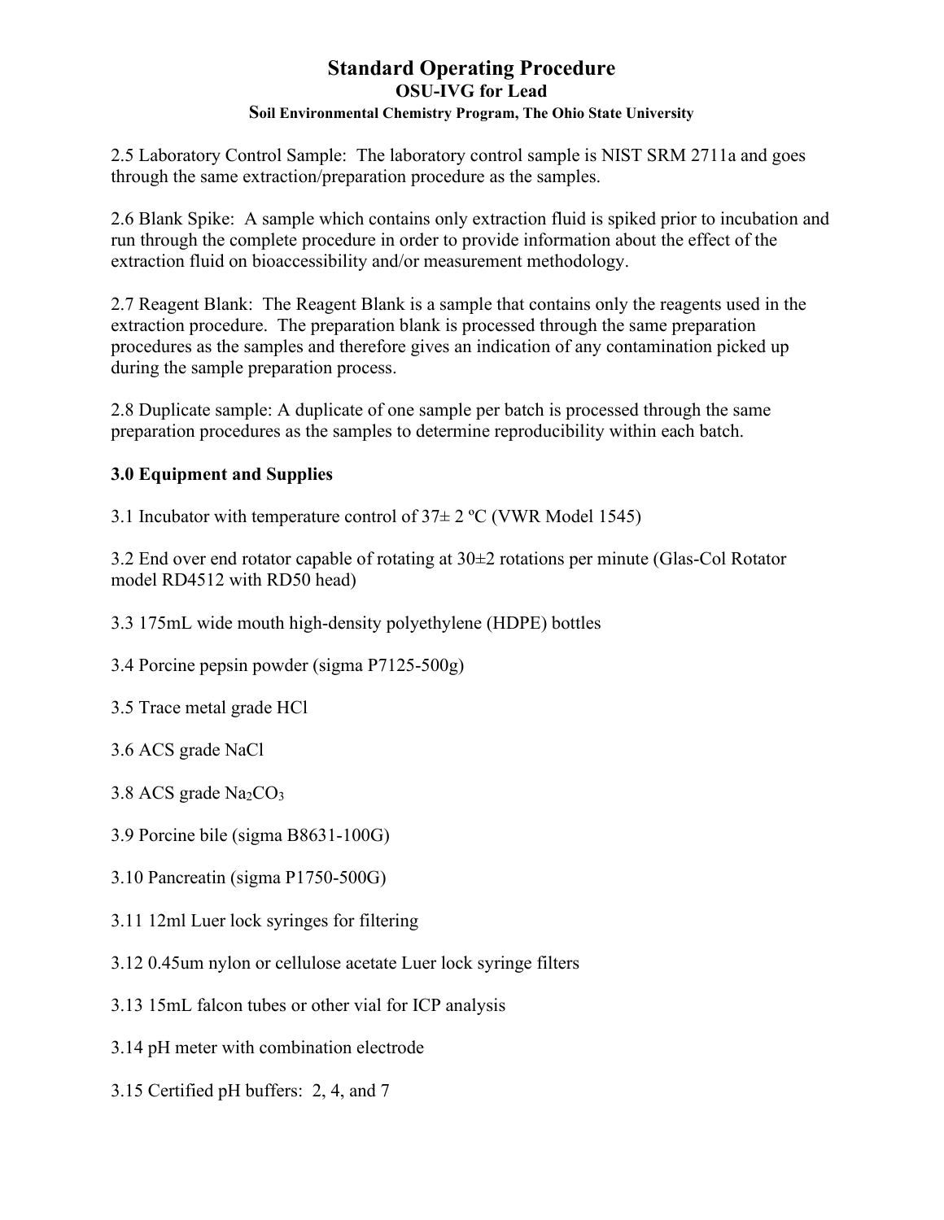2.5 Laboratory Control Sample: The laboratory control sample is NIST SRM 2711a and goes through the same extraction/preparation procedure as the samples.

2.6 Blank Spike: A sample which contains only extraction fluid is spiked prior to incubation and run through the complete procedure in order to provide information about the effect of the extraction fluid on bioaccessibility and/or measurement methodology.

2.7 Reagent Blank: The Reagent Blank is a sample that contains only the reagents used in the extraction procedure. The preparation blank is processed through the same preparation procedures as the samples and therefore gives an indication of any contamination picked up during the sample preparation process.

2.8 Duplicate sample: A duplicate of one sample per batch is processed through the same preparation procedures as the samples to determine reproducibility within each batch.

**3.0 Equipment and Supplies**

3.1 Incubator with temperature control of 37± 2 ºC (VWR Model 1545)

3.2 End over end rotator capable of rotating at 30±2 rotations per minute (Glas-Col Rotator model RD4512 with RD50 head)

3.3 175mL wide mouth high-density polyethylene (HDPE) bottles

3.4 Porcine pepsin powder (sigma P7125-500g)

3.5 Trace metal grade HCl

3.6 ACS grade NaCl

3.8 ACS grade $Na_2CO_3$

3.9 Porcine bile (sigma B8631-100G)

3.10 Pancreatin (sigma P1750-500G)

3.11 12ml Luer lock syringes for filtering

3.12 0.45um nylon or cellulose acetate Luer lock syringe filters

3.13 15mL falcon tubes or other vial for ICP analysis

3.14 pH meter with combination electrode

3.15 Certified pH buffers: 2, 4, and 7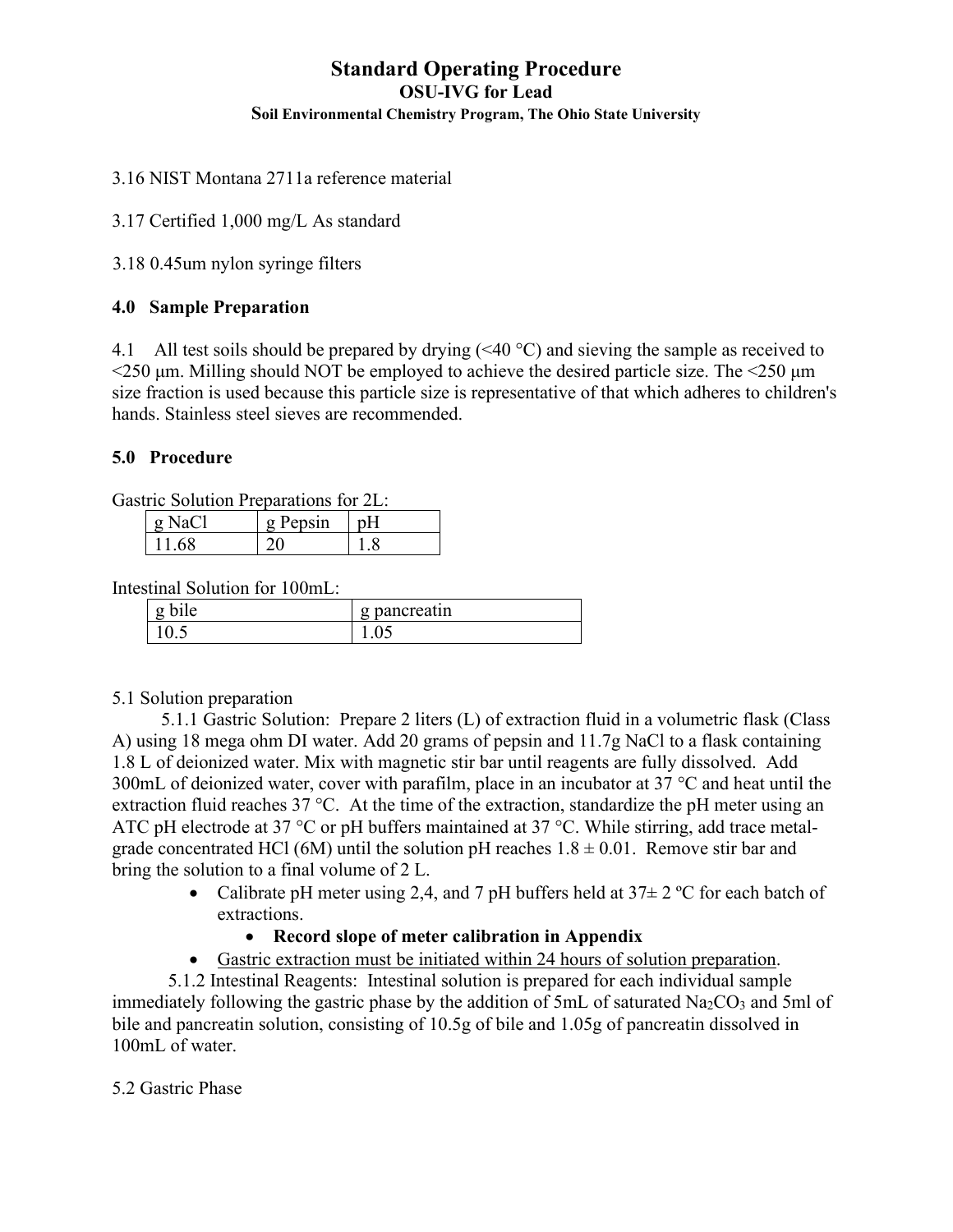3.16 NIST Montana 2711a reference material

3.17 Certified 1,000 mg/L As standard

3.18 0.45um nylon syringe filters

**4.0 Sample Preparation**

4.1 All test soils should be prepared by drying (<40 °C) and sieving the sample as received to <250 μm. Milling should NOT be employed to achieve the desired particle size. The <250 μm size fraction is used because this particle size is representative of that which adheres to children's hands. Stainless steel sieves are recommended.

**5.0 Procedure**

Gastric Solution Preparations for 2L:

| g NaCl | g Pepsin | pH |
|---|---|---|
| 11.68 | 20 | 1.8 |

Intestinal Solution for 100mL:

| g bile | g pancreatin |
|---|---|
| 10.5 | 1.05 |

5.1 Solution preparation

5.1.1 Gastric Solution: Prepare 2 liters (L) of extraction fluid in a volumetric flask (Class A) using 18 mega ohm DI water. Add 20 grams of pepsin and 11.7g NaCl to a flask containing 1.8 L of deionized water. Mix with magnetic stir bar until reagents are fully dissolved. Add 300mL of deionized water, cover with parafilm, place in an incubator at 37 °C and heat until the extraction fluid reaches 37 °C. At the time of the extraction, standardize the pH meter using an ATC pH electrode at 37 °C or pH buffers maintained at 37 °C. While stirring, add trace metal-grade concentrated HCl (6M) until the solution pH reaches 1.8 ± 0.01. Remove stir bar and bring the solution to a final volume of 2 L.

- Calibrate pH meter using 2,4, and 7 pH buffers held at 37± 2 ºC for each batch of extractions.
  - **Record slope of meter calibration in Appendix**
- <u>Gastric extraction must be initiated within 24 hours of solution preparation</u>.

5.1.2 Intestinal Reagents: Intestinal solution is prepared for each individual sample immediately following the gastric phase by the addition of 5mL of saturated $Na_2CO_3$ and 5ml of bile and pancreatin solution, consisting of 10.5g of bile and 1.05g of pancreatin dissolved in 100mL of water.

5.2 Gastric Phase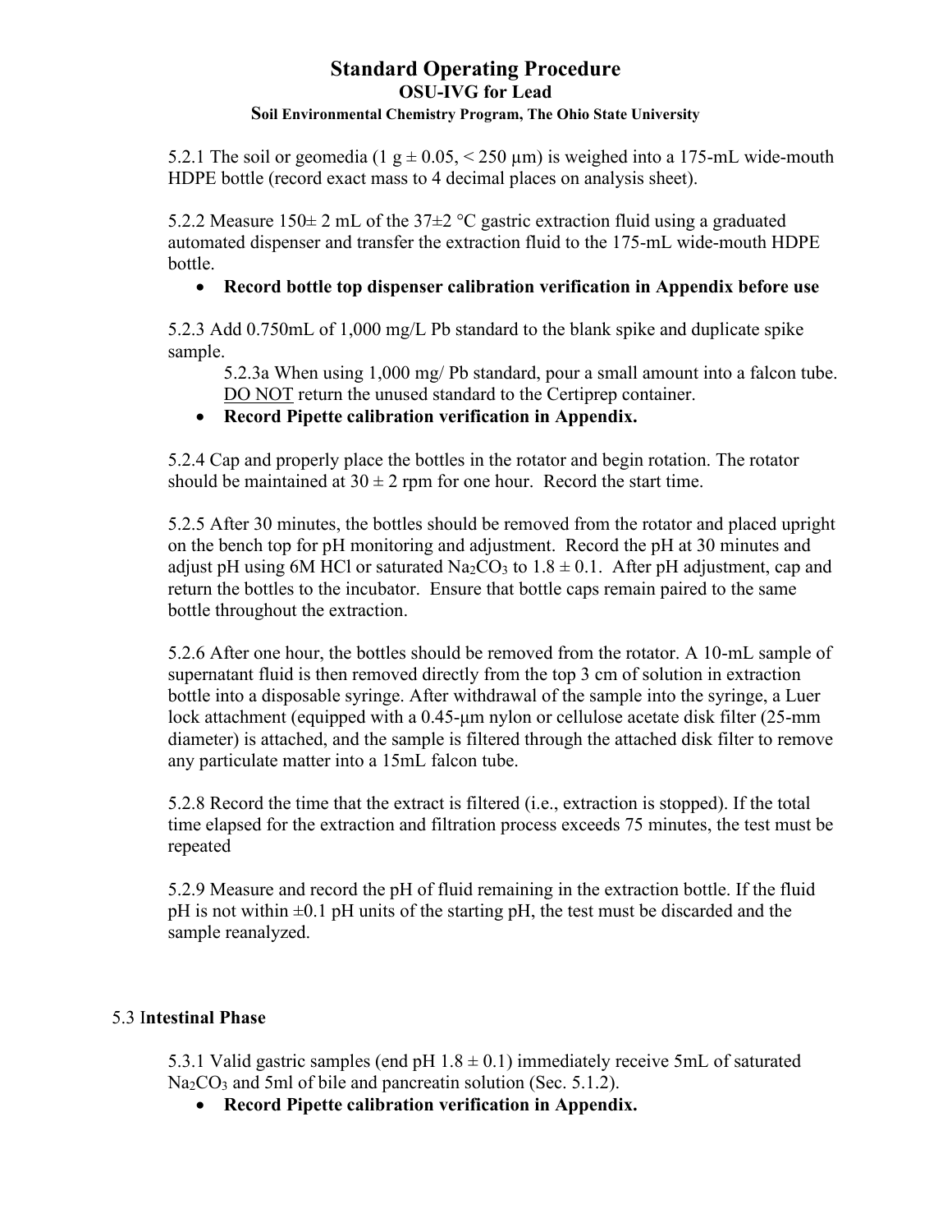5.2.1 The soil or geomedia (1 g ± 0.05, < 250 μm) is weighed into a 175-mL wide-mouth HDPE bottle (record exact mass to 4 decimal places on analysis sheet).

5.2.2 Measure 150± 2 mL of the 37±2 °C gastric extraction fluid using a graduated automated dispenser and transfer the extraction fluid to the 175-mL wide-mouth HDPE bottle.

- **Record bottle top dispenser calibration verification in Appendix before use**

5.2.3 Add 0.750mL of 1,000 mg/L Pb standard to the blank spike and duplicate spike sample.

5.2.3a When using 1,000 mg/ Pb standard, pour a small amount into a falcon tube. DO NOT return the unused standard to the Certiprep container.

- **Record Pipette calibration verification in Appendix.**

5.2.4 Cap and properly place the bottles in the rotator and begin rotation. The rotator should be maintained at 30 ± 2 rpm for one hour. Record the start time.

5.2.5 After 30 minutes, the bottles should be removed from the rotator and placed upright on the bench top for pH monitoring and adjustment. Record the pH at 30 minutes and adjust pH using 6M HCl or saturated $Na_2CO_3$ to 1.8 ± 0.1. After pH adjustment, cap and return the bottles to the incubator. Ensure that bottle caps remain paired to the same bottle throughout the extraction.

5.2.6 After one hour, the bottles should be removed from the rotator. A 10-mL sample of supernatant fluid is then removed directly from the top 3 cm of solution in extraction bottle into a disposable syringe. After withdrawal of the sample into the syringe, a Luer lock attachment (equipped with a 0.45-μm nylon or cellulose acetate disk filter (25-mm diameter) is attached, and the sample is filtered through the attached disk filter to remove any particulate matter into a 15mL falcon tube.

5.2.8 Record the time that the extract is filtered (i.e., extraction is stopped). If the total time elapsed for the extraction and filtration process exceeds 75 minutes, the test must be repeated

5.2.9 Measure and record the pH of fluid remaining in the extraction bottle. If the fluid pH is not within ±0.1 pH units of the starting pH, the test must be discarded and the sample reanalyzed.

## 5.3 Intestinal Phase

5.3.1 Valid gastric samples (end pH 1.8 ± 0.1) immediately receive 5mL of saturated $Na_2CO_3$ and 5ml of bile and pancreatin solution (Sec. 5.1.2).

- **Record Pipette calibration verification in Appendix.**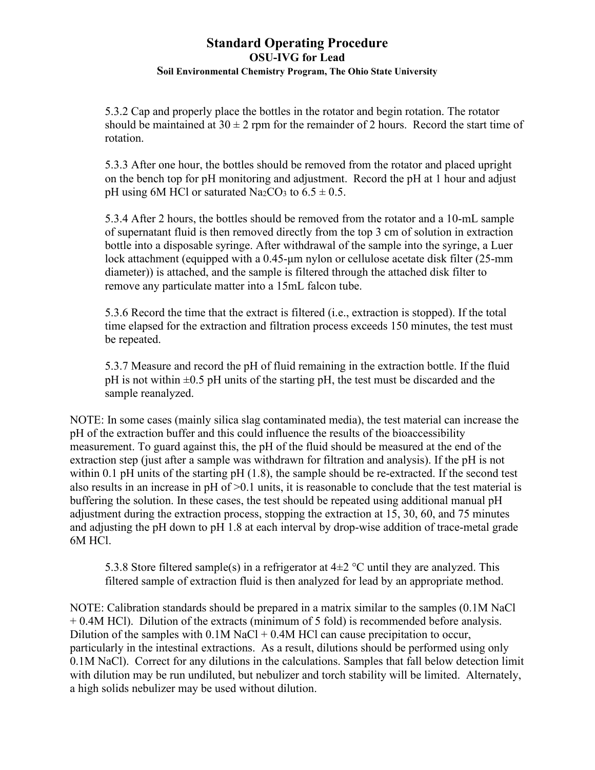5.3.2 Cap and properly place the bottles in the rotator and begin rotation. The rotator should be maintained at 30 ± 2 rpm for the remainder of 2 hours. Record the start time of rotation.

5.3.3 After one hour, the bottles should be removed from the rotator and placed upright on the bench top for pH monitoring and adjustment. Record the pH at 1 hour and adjust pH using 6M HCl or saturated $Na_2CO_3$ to 6.5 ± 0.5.

5.3.4 After 2 hours, the bottles should be removed from the rotator and a 10-mL sample of supernatant fluid is then removed directly from the top 3 cm of solution in extraction bottle into a disposable syringe. After withdrawal of the sample into the syringe, a Luer lock attachment (equipped with a 0.45-μm nylon or cellulose acetate disk filter (25-mm diameter)) is attached, and the sample is filtered through the attached disk filter to remove any particulate matter into a 15mL falcon tube.

5.3.6 Record the time that the extract is filtered (i.e., extraction is stopped). If the total time elapsed for the extraction and filtration process exceeds 150 minutes, the test must be repeated.

5.3.7 Measure and record the pH of fluid remaining in the extraction bottle. If the fluid pH is not within ±0.5 pH units of the starting pH, the test must be discarded and the sample reanalyzed.

NOTE: In some cases (mainly silica slag contaminated media), the test material can increase the pH of the extraction buffer and this could influence the results of the bioaccessibility measurement. To guard against this, the pH of the fluid should be measured at the end of the extraction step (just after a sample was withdrawn for filtration and analysis). If the pH is not within 0.1 pH units of the starting pH (1.8), the sample should be re-extracted. If the second test also results in an increase in pH of >0.1 units, it is reasonable to conclude that the test material is buffering the solution. In these cases, the test should be repeated using additional manual pH adjustment during the extraction process, stopping the extraction at 15, 30, 60, and 75 minutes and adjusting the pH down to pH 1.8 at each interval by drop-wise addition of trace-metal grade 6M HCl.

5.3.8 Store filtered sample(s) in a refrigerator at 4±2 °C until they are analyzed. This filtered sample of extraction fluid is then analyzed for lead by an appropriate method.

NOTE: Calibration standards should be prepared in a matrix similar to the samples (0.1M NaCl + 0.4M HCl). Dilution of the extracts (minimum of 5 fold) is recommended before analysis. Dilution of the samples with 0.1M NaCl + 0.4M HCl can cause precipitation to occur, particularly in the intestinal extractions. As a result, dilutions should be performed using only 0.1M NaCl). Correct for any dilutions in the calculations. Samples that fall below detection limit with dilution may be run undiluted, but nebulizer and torch stability will be limited. Alternately, a high solids nebulizer may be used without dilution.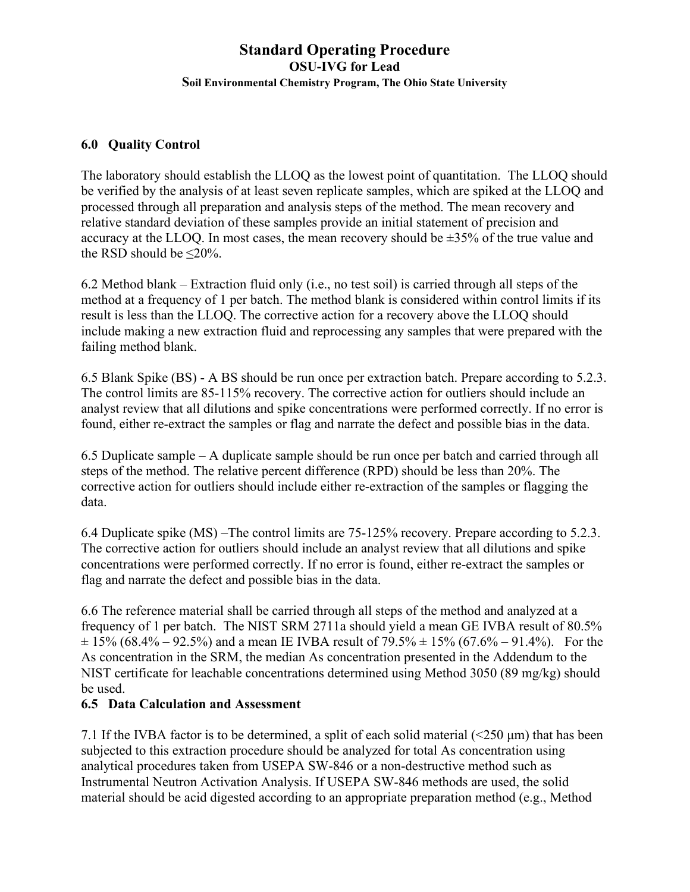**Standard Operating Procedure**
**OSU-IVG for Lead**
**Soil Environmental Chemistry Program, The Ohio State University**

## 6.0 Quality Control

The laboratory should establish the LLOQ as the lowest point of quantitation. The LLOQ should be verified by the analysis of at least seven replicate samples, which are spiked at the LLOQ and processed through all preparation and analysis steps of the method. The mean recovery and relative standard deviation of these samples provide an initial statement of precision and accuracy at the LLOQ. In most cases, the mean recovery should be ±35% of the true value and the RSD should be ≤20%.

6.2 Method blank – Extraction fluid only (i.e., no test soil) is carried through all steps of the method at a frequency of 1 per batch. The method blank is considered within control limits if its result is less than the LLOQ. The corrective action for a recovery above the LLOQ should include making a new extraction fluid and reprocessing any samples that were prepared with the failing method blank.

6.5 Blank Spike (BS) - A BS should be run once per extraction batch. Prepare according to 5.2.3. The control limits are 85-115% recovery. The corrective action for outliers should include an analyst review that all dilutions and spike concentrations were performed correctly. If no error is found, either re-extract the samples or flag and narrate the defect and possible bias in the data.

6.5 Duplicate sample – A duplicate sample should be run once per batch and carried through all steps of the method. The relative percent difference (RPD) should be less than 20%. The corrective action for outliers should include either re-extraction of the samples or flagging the data.

6.4 Duplicate spike (MS) –The control limits are 75-125% recovery. Prepare according to 5.2.3. The corrective action for outliers should include an analyst review that all dilutions and spike concentrations were performed correctly. If no error is found, either re-extract the samples or flag and narrate the defect and possible bias in the data.

6.6 The reference material shall be carried through all steps of the method and analyzed at a frequency of 1 per batch. The NIST SRM 2711a should yield a mean GE IVBA result of 80.5% ± 15% (68.4% – 92.5%) and a mean IE IVBA result of 79.5% ± 15% (67.6% – 91.4%). For the As concentration in the SRM, the median As concentration presented in the Addendum to the NIST certificate for leachable concentrations determined using Method 3050 (89 mg/kg) should be used.

## 6.5 Data Calculation and Assessment

7.1 If the IVBA factor is to be determined, a split of each solid material (<250 μm) that has been subjected to this extraction procedure should be analyzed for total As concentration using analytical procedures taken from USEPA SW-846 or a non-destructive method such as Instrumental Neutron Activation Analysis. If USEPA SW-846 methods are used, the solid material should be acid digested according to an appropriate preparation method (e.g., Method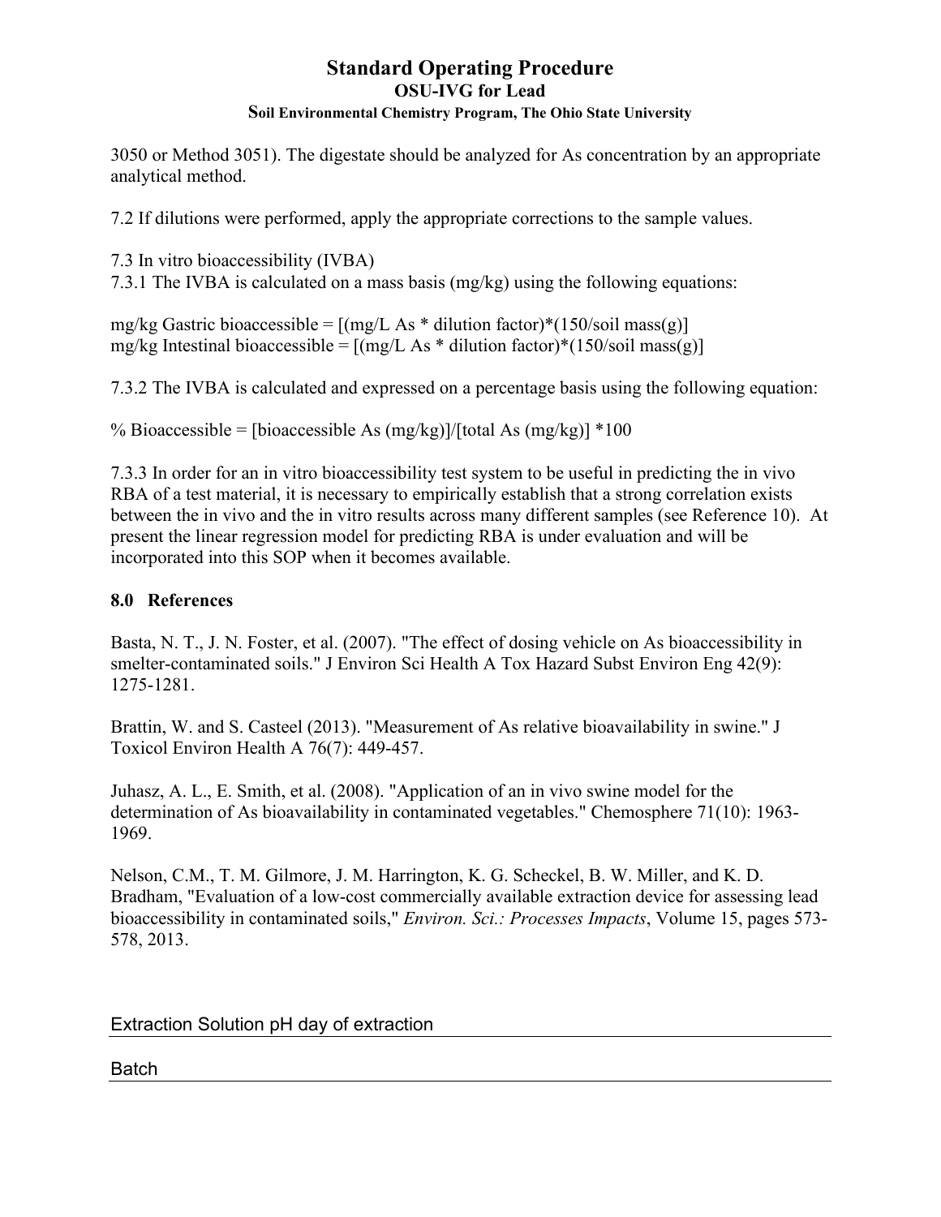3050 or Method 3051). The digestate should be analyzed for As concentration by an appropriate analytical method.

7.2 If dilutions were performed, apply the appropriate corrections to the sample values.

7.3 In vitro bioaccessibility (IVBA)
7.3.1 The IVBA is calculated on a mass basis (mg/kg) using the following equations:

mg/kg Gastric bioaccessible = [(mg/L As * dilution factor)*(150/soil mass(g)]
mg/kg Intestinal bioaccessible = [(mg/L As * dilution factor)*(150/soil mass(g)]

7.3.2 The IVBA is calculated and expressed on a percentage basis using the following equation:

% Bioaccessible = [bioaccessible As (mg/kg)]/[total As (mg/kg)] *100

7.3.3 In order for an in vitro bioaccessibility test system to be useful in predicting the in vivo RBA of a test material, it is necessary to empirically establish that a strong correlation exists between the in vivo and the in vitro results across many different samples (see Reference 10). At present the linear regression model for predicting RBA is under evaluation and will be incorporated into this SOP when it becomes available.

## 8.0 References

Basta, N. T., J. N. Foster, et al. (2007). "The effect of dosing vehicle on As bioaccessibility in smelter-contaminated soils." J Environ Sci Health A Tox Hazard Subst Environ Eng 42(9): 1275-1281.

Brattin, W. and S. Casteel (2013). "Measurement of As relative bioavailability in swine." J Toxicol Environ Health A 76(7): 449-457.

Juhasz, A. L., E. Smith, et al. (2008). "Application of an in vivo swine model for the determination of As bioavailability in contaminated vegetables." Chemosphere 71(10): 1963-1969.

Nelson, C.M., T. M. Gilmore, J. M. Harrington, K. G. Scheckel, B. W. Miller, and K. D. Bradham, "Evaluation of a low-cost commercially available extraction device for assessing lead bioaccessibility in contaminated soils," *Environ. Sci.: Processes Impacts*, Volume 15, pages 573-578, 2013.

Extraction Solution pH day of extraction \_\_\_\_\_\_\_\_\_\_\_\_\_\_\_\_\_\_\_\_\_\_\_\_\_\_\_\_

Batch \_\_\_\_\_\_\_\_\_\_\_\_\_\_\_\_\_\_\_\_\_\_\_\_\_\_\_\_\_\_\_\_\_\_\_\_\_\_\_\_\_\_\_\_\_\_\_\_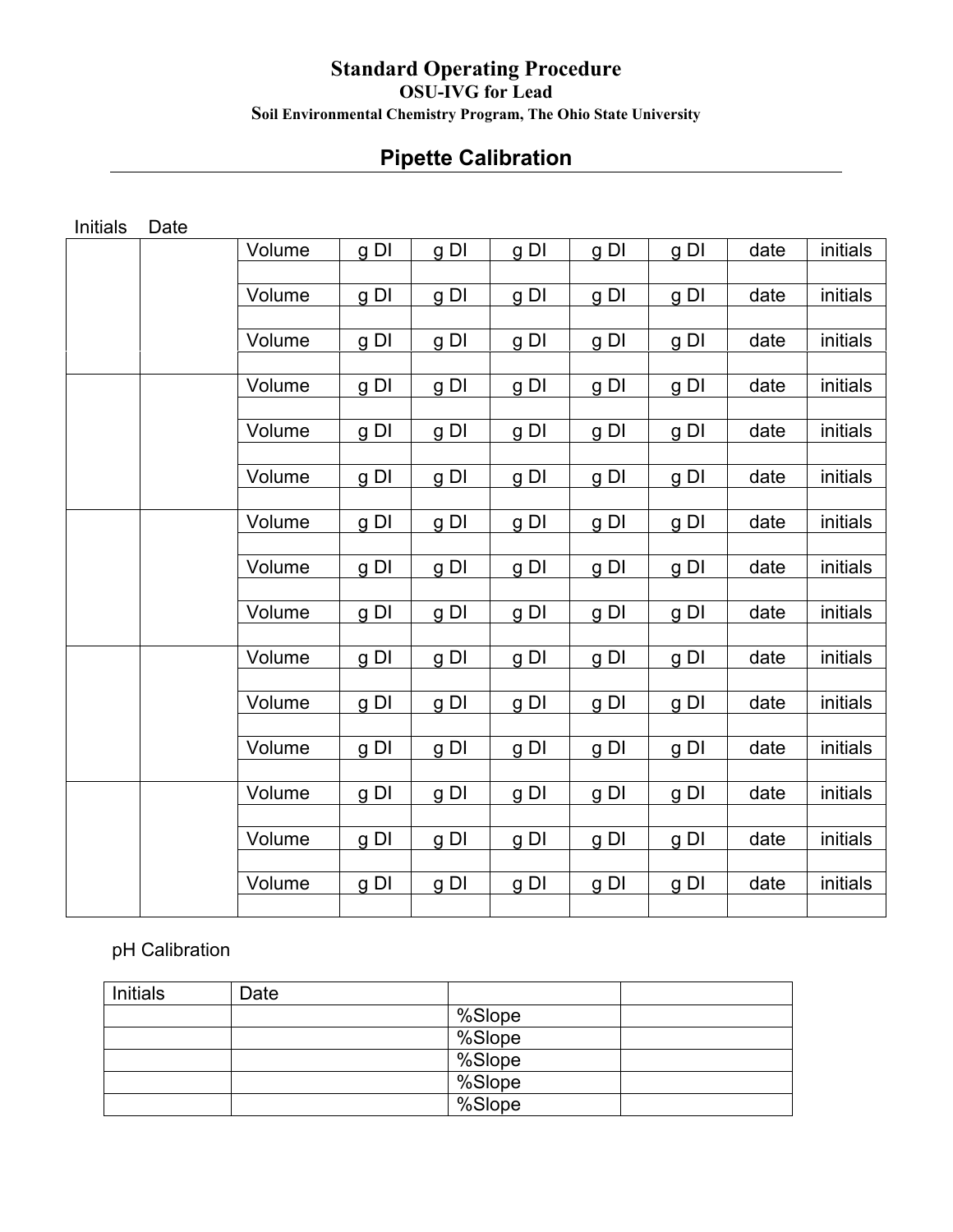**Standard Operating Procedure**
**OSU-IVG for Lead**
**Soil Environmental Chemistry Program, The Ohio State University**

## Pipette Calibration

| Initials | Date | | | | | | | | |
|---|---|---|---|---|---|---|---|---|---|
| | | Volume | g DI | g DI | g DI | g DI | g DI | date | initials |
| | | | | | | | | | |
| | | Volume | g DI | g DI | g DI | g DI | g DI | date | initials |
| | | | | | | | | | |
| | | Volume | g DI | g DI | g DI | g DI | g DI | date | initials |
| | | | | | | | | | |
| | | Volume | g DI | g DI | g DI | g DI | g DI | date | initials |
| | | | | | | | | | |
| | | Volume | g DI | g DI | g DI | g DI | g DI | date | initials |
| | | | | | | | | | |
| | | Volume | g DI | g DI | g DI | g DI | g DI | date | initials |
| | | | | | | | | | |
| | | Volume | g DI | g DI | g DI | g DI | g DI | date | initials |
| | | | | | | | | | |
| | | Volume | g DI | g DI | g DI | g DI | g DI | date | initials |
| | | | | | | | | | |
| | | Volume | g DI | g DI | g DI | g DI | g DI | date | initials |
| | | | | | | | | | |
| | | Volume | g DI | g DI | g DI | g DI | g DI | date | initials |
| | | | | | | | | | |
| | | Volume | g DI | g DI | g DI | g DI | g DI | date | initials |
| | | | | | | | | | |
| | | Volume | g DI | g DI | g DI | g DI | g DI | date | initials |
| | | | | | | | | | |
| | | Volume | g DI | g DI | g DI | g DI | g DI | date | initials |
| | | | | | | | | | |
| | | Volume | g DI | g DI | g DI | g DI | g DI | date | initials |
| | | | | | | | | | |
| | | Volume | g DI | g DI | g DI | g DI | g DI | date | initials |
| | | | | | | | | | |

pH Calibration

| Initials | Date | | |
|---|---|---|---|
| | | %Slope | |
| | | %Slope | |
| | | %Slope | |
| | | %Slope | |
| | | %Slope | |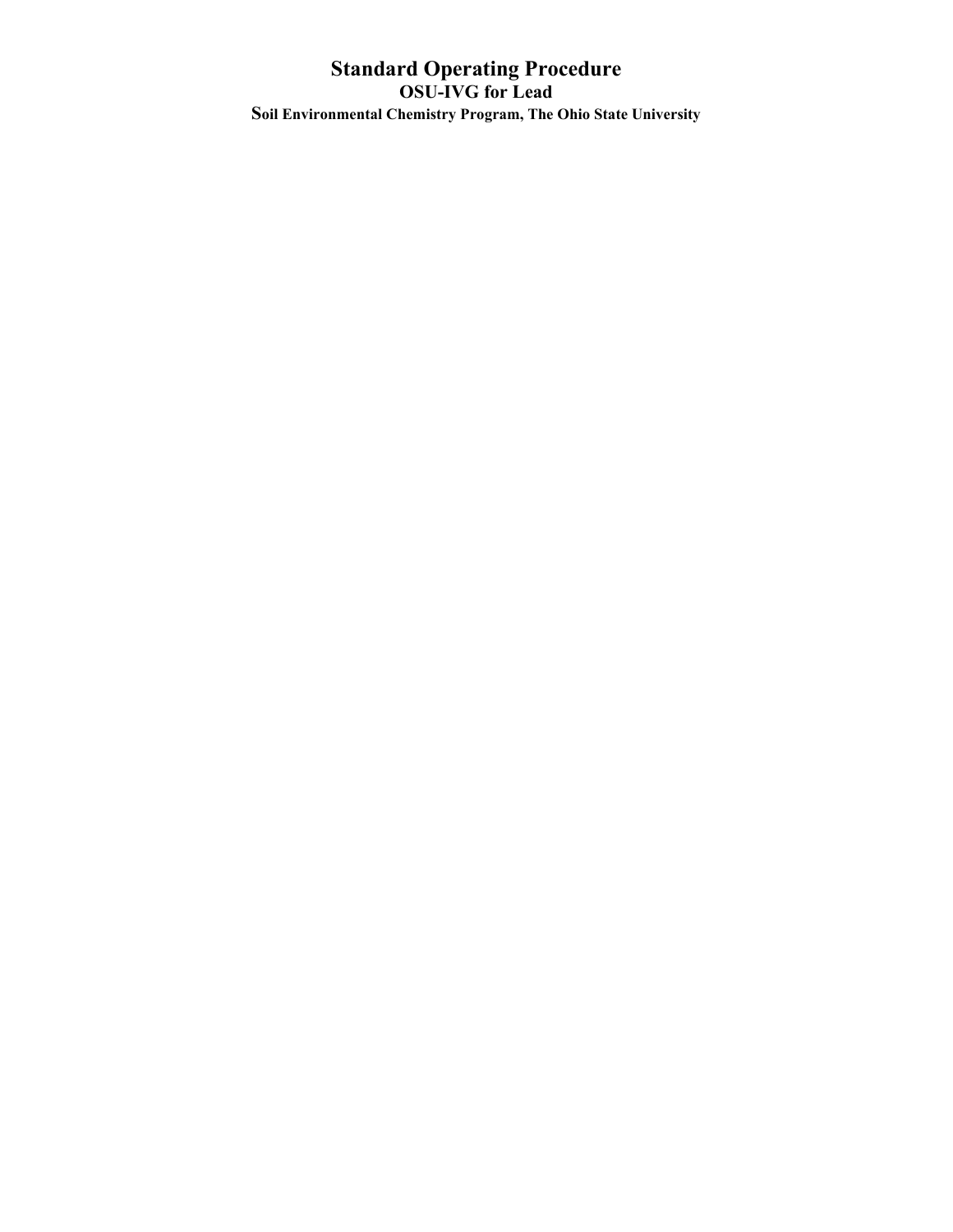# Standard Operating Procedure

## OSU-IVG for Lead

### Soil Environmental Chemistry Program, The Ohio State University